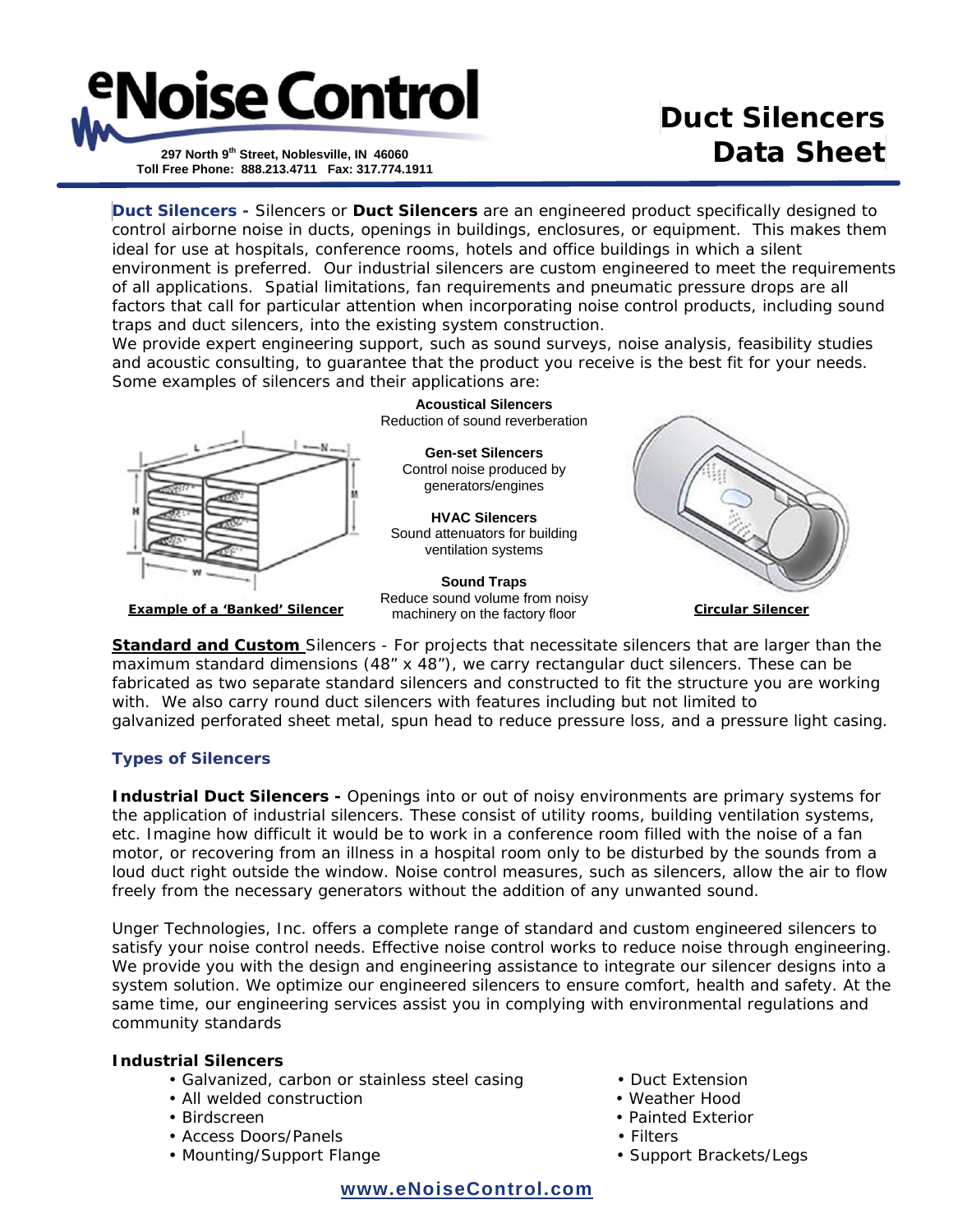# eNoise Control

297 North 9th Street, Noblesville, IN 46060
Toll Free Phone: 888.213.4711 Fax: 317.774.1911

# Duct Silencers Data Sheet

**Duct Silencers -** Silencers or **Duct Silencers** are an engineered product specifically designed to control airborne noise in ducts, openings in buildings, enclosures, or equipment. This makes them ideal for use at hospitals, conference rooms, hotels and office buildings in which a silent environment is preferred. Our industrial silencers are custom engineered to meet the requirements of all applications. Spatial limitations, fan requirements and pneumatic pressure drops are all factors that call for particular attention when incorporating noise control products, including sound traps and duct silencers, into the existing system construction.
We provide expert engineering support, such as sound surveys, noise analysis, feasibility studies and acoustic consulting, to guarantee that the product you receive is the best fit for your needs. Some examples of silencers and their applications are:

**Acoustical Silencers**
Reduction of sound reverberation

**Gen-set Silencers**
Control noise produced by generators/engines

**HVAC Silencers**
Sound attenuators for building ventilation systems

**Sound Traps**
Reduce sound volume from noisy machinery on the factory floor

**Example of a 'Banked' Silencer**

**Circular Silencer**

**Standard and Custom** Silencers - For projects that necessitate silencers that are larger than the maximum standard dimensions (48" x 48"), we carry rectangular duct silencers. These can be fabricated as two separate standard silencers and constructed to fit the structure you are working with. We also carry round duct silencers with features including but not limited to galvanized perforated sheet metal, spun head to reduce pressure loss, and a pressure light casing.

## Types of Silencers

**Industrial Duct Silencers -** Openings into or out of noisy environments are primary systems for the application of industrial silencers. These consist of utility rooms, building ventilation systems, etc. Imagine how difficult it would be to work in a conference room filled with the noise of a fan motor, or recovering from an illness in a hospital room only to be disturbed by the sounds from a loud duct right outside the window. Noise control measures, such as silencers, allow the air to flow freely from the necessary generators without the addition of any unwanted sound.

Unger Technologies, Inc. offers a complete range of standard and custom engineered silencers to satisfy your noise control needs. Effective noise control works to reduce noise through engineering. We provide you with the design and engineering assistance to integrate our silencer designs into a system solution. We optimize our engineered silencers to ensure comfort, health and safety. At the same time, our engineering services assist you in complying with environmental regulations and community standards

**Industrial Silencers**

- Galvanized, carbon or stainless steel casing
- All welded construction
- Birdscreen
- Access Doors/Panels
- Mounting/Support Flange
- Duct Extension
- Weather Hood
- Painted Exterior
- Filters
- Support Brackets/Legs

www.eNoiseControl.com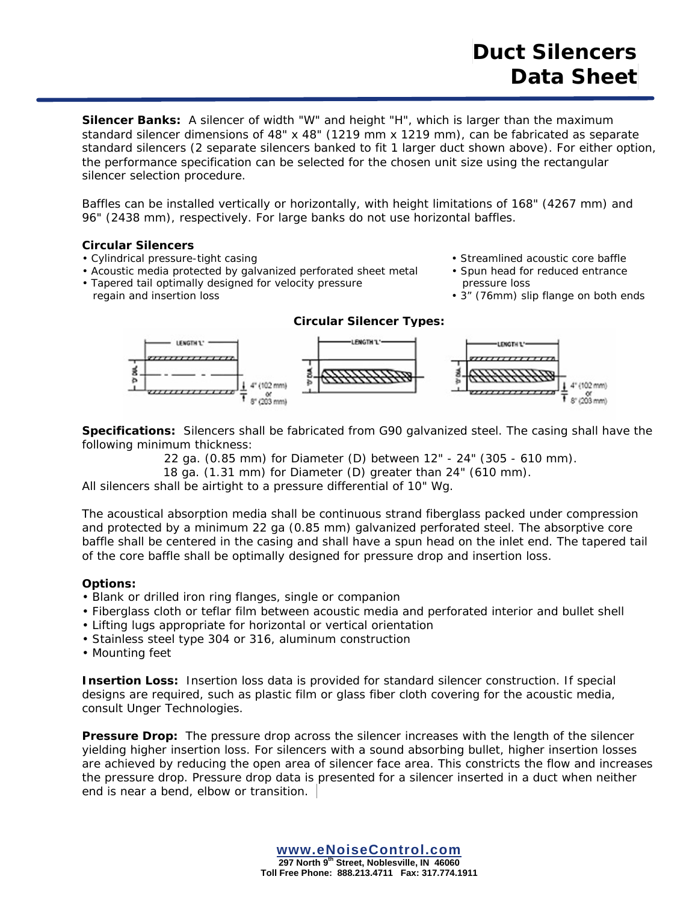# Duct Silencers Data Sheet

**Silencer Banks:** A silencer of width "W" and height "H", which is larger than the maximum standard silencer dimensions of 48" x 48" (1219 mm x 1219 mm), can be fabricated as separate standard silencers (2 separate silencers banked to fit 1 larger duct shown above). For either option, the performance specification can be selected for the chosen unit size using the rectangular silencer selection procedure.

Baffles can be installed vertically or horizontally, with height limitations of 168" (4267 mm) and 96" (2438 mm), respectively. For large banks do not use horizontal baffles.

### Circular Silencers

- Cylindrical pressure-tight casing
- Acoustic media protected by galvanized perforated sheet metal
- Tapered tail optimally designed for velocity pressure regain and insertion loss
- Streamlined acoustic core baffle
- Spun head for reduced entrance pressure loss
- 3" (76mm) slip flange on both ends

**Circular Silencer Types:**

LENGTH "L"
"D" DIA.
4" (102 mm) or 8" (203 mm)

LENGTH "L"
"D" DIA.

LENGTH "L"
"D" DIA.
4" (102 mm) or 8" (203 mm)

**Specifications:** Silencers shall be fabricated from G90 galvanized steel. The casing shall have the following minimum thickness:

22 ga. (0.85 mm) for Diameter (D) between 12" - 24" (305 - 610 mm).
18 ga. (1.31 mm) for Diameter (D) greater than 24" (610 mm).

All silencers shall be airtight to a pressure differential of 10" Wg.

The acoustical absorption media shall be continuous strand fiberglass packed under compression and protected by a minimum 22 ga (0.85 mm) galvanized perforated steel. The absorptive core baffle shall be centered in the casing and shall have a spun head on the inlet end. The tapered tail of the core baffle shall be optimally designed for pressure drop and insertion loss.

**Options:**

- Blank or drilled iron ring flanges, single or companion
- Fiberglass cloth or teflar film between acoustic media and perforated interior and bullet shell
- Lifting lugs appropriate for horizontal or vertical orientation
- Stainless steel type 304 or 316, aluminum construction
- Mounting feet

**Insertion Loss:** Insertion loss data is provided for standard silencer construction. If special designs are required, such as plastic film or glass fiber cloth covering for the acoustic media, consult Unger Technologies.

**Pressure Drop:** The pressure drop across the silencer increases with the length of the silencer yielding higher insertion loss. For silencers with a sound absorbing bullet, higher insertion losses are achieved by reducing the open area of silencer face area. This constricts the flow and increases the pressure drop. Pressure drop data is presented for a silencer inserted in a duct when neither end is near a bend, elbow or transition.

www.eNoiseControl.com
297 North 9th Street, Noblesville, IN 46060
Toll Free Phone: 888.213.4711 Fax: 317.774.1911